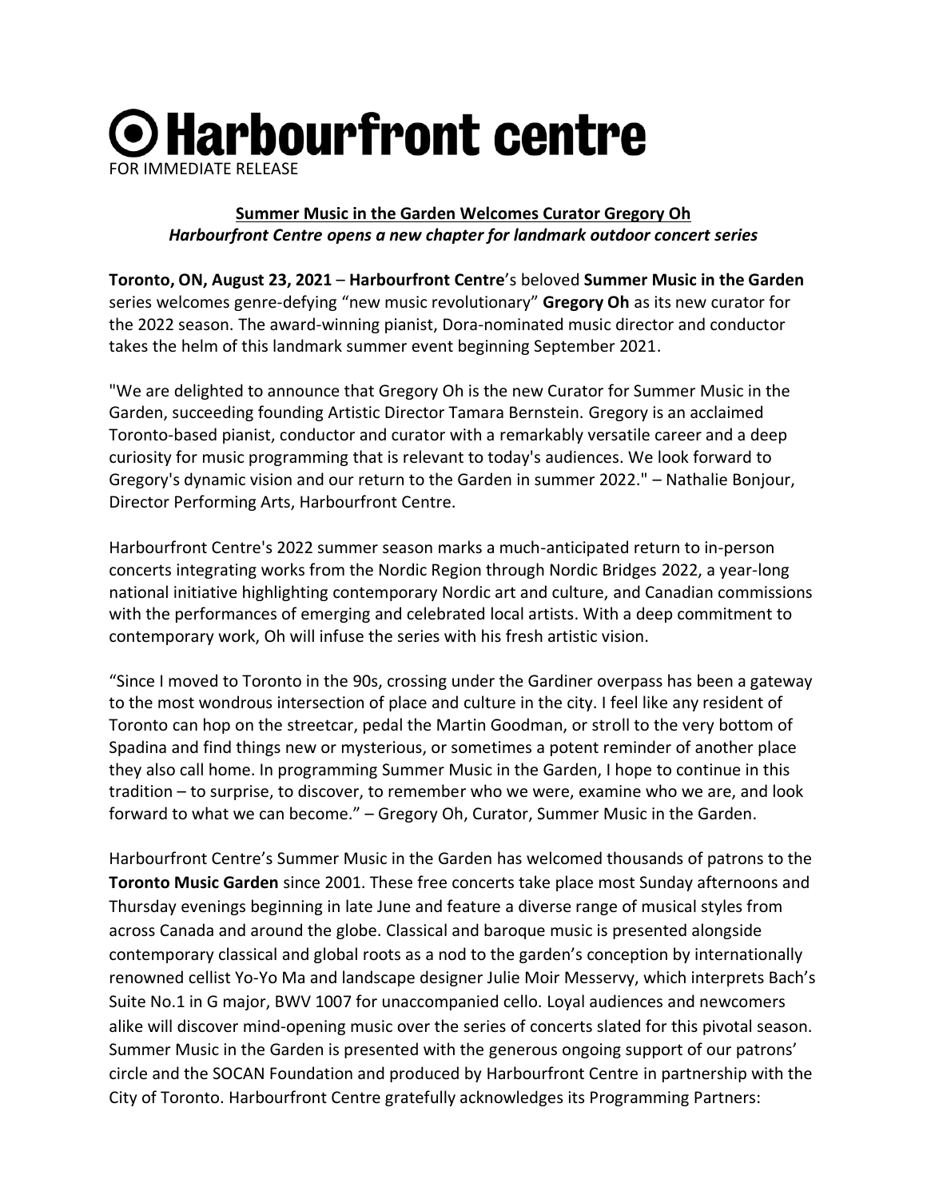# Harbourfront centre

FOR IMMEDIATE RELEASE

## Summer Music in the Garden Welcomes Curator Gregory Oh

*Harbourfront Centre opens a new chapter for landmark outdoor concert series*

**Toronto, ON, August 23, 2021** – **Harbourfront Centre**'s beloved **Summer Music in the Garden** series welcomes genre-defying "new music revolutionary" **Gregory Oh** as its new curator for the 2022 season. The award-winning pianist, Dora-nominated music director and conductor takes the helm of this landmark summer event beginning September 2021.

"We are delighted to announce that Gregory Oh is the new Curator for Summer Music in the Garden, succeeding founding Artistic Director Tamara Bernstein. Gregory is an acclaimed Toronto-based pianist, conductor and curator with a remarkably versatile career and a deep curiosity for music programming that is relevant to today's audiences. We look forward to Gregory's dynamic vision and our return to the Garden in summer 2022." – Nathalie Bonjour, Director Performing Arts, Harbourfront Centre.

Harbourfront Centre's 2022 summer season marks a much-anticipated return to in-person concerts integrating works from the Nordic Region through Nordic Bridges 2022, a year-long national initiative highlighting contemporary Nordic art and culture, and Canadian commissions with the performances of emerging and celebrated local artists. With a deep commitment to contemporary work, Oh will infuse the series with his fresh artistic vision.

"Since I moved to Toronto in the 90s, crossing under the Gardiner overpass has been a gateway to the most wondrous intersection of place and culture in the city. I feel like any resident of Toronto can hop on the streetcar, pedal the Martin Goodman, or stroll to the very bottom of Spadina and find things new or mysterious, or sometimes a potent reminder of another place they also call home. In programming Summer Music in the Garden, I hope to continue in this tradition – to surprise, to discover, to remember who we were, examine who we are, and look forward to what we can become." – Gregory Oh, Curator, Summer Music in the Garden.

Harbourfront Centre's Summer Music in the Garden has welcomed thousands of patrons to the **Toronto Music Garden** since 2001. These free concerts take place most Sunday afternoons and Thursday evenings beginning in late June and feature a diverse range of musical styles from across Canada and around the globe. Classical and baroque music is presented alongside contemporary classical and global roots as a nod to the garden's conception by internationally renowned cellist Yo-Yo Ma and landscape designer Julie Moir Messervy, which interprets Bach's Suite No.1 in G major, BWV 1007 for unaccompanied cello. Loyal audiences and newcomers alike will discover mind-opening music over the series of concerts slated for this pivotal season. Summer Music in the Garden is presented with the generous ongoing support of our patrons' circle and the SOCAN Foundation and produced by Harbourfront Centre in partnership with the City of Toronto. Harbourfront Centre gratefully acknowledges its Programming Partners: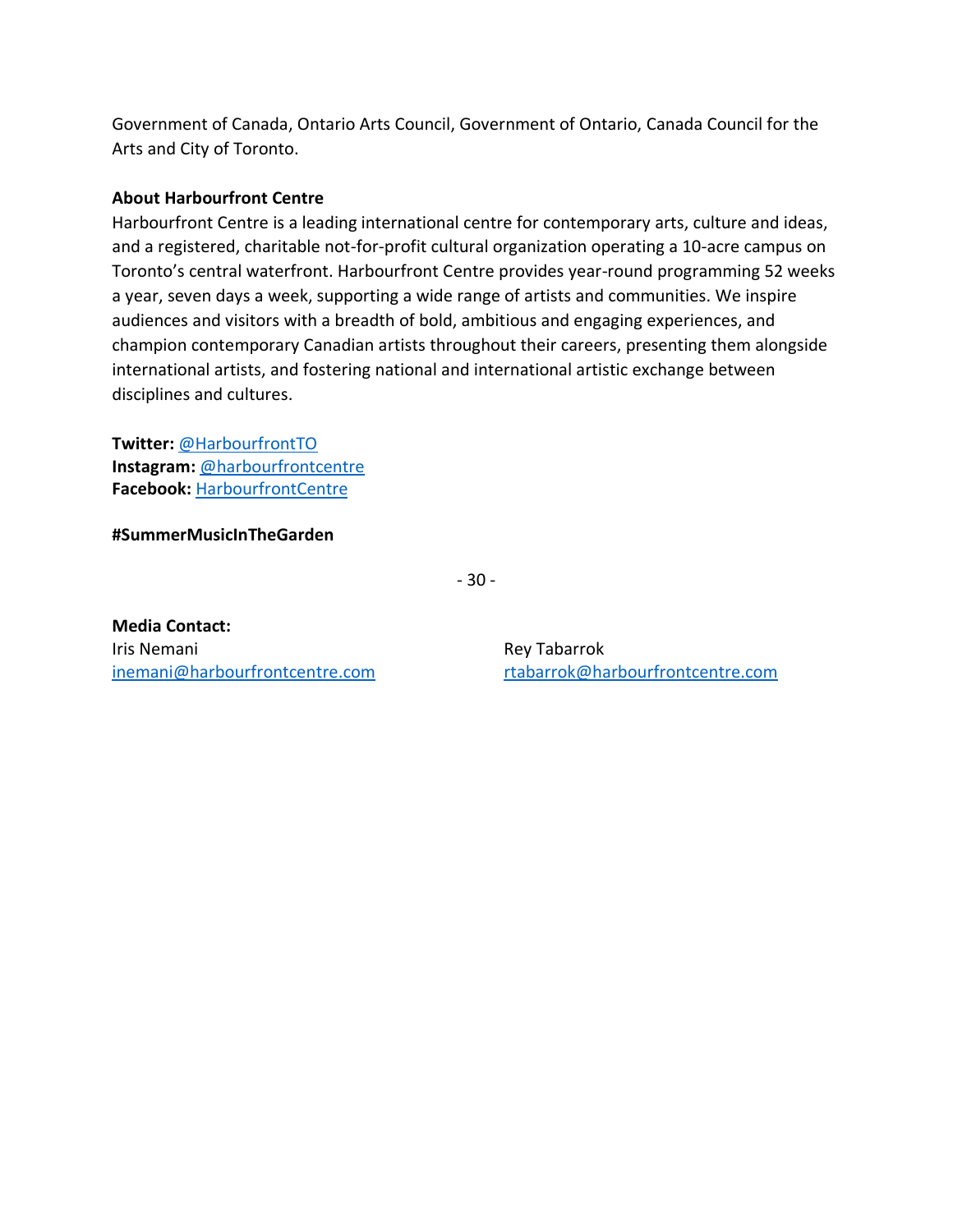Government of Canada, Ontario Arts Council, Government of Ontario, Canada Council for the Arts and City of Toronto.

**About Harbourfront Centre**

Harbourfront Centre is a leading international centre for contemporary arts, culture and ideas, and a registered, charitable not-for-profit cultural organization operating a 10-acre campus on Toronto's central waterfront. Harbourfront Centre provides year-round programming 52 weeks a year, seven days a week, supporting a wide range of artists and communities. We inspire audiences and visitors with a breadth of bold, ambitious and engaging experiences, and champion contemporary Canadian artists throughout their careers, presenting them alongside international artists, and fostering national and international artistic exchange between disciplines and cultures.

**Twitter:** @HarbourfrontTO
**Instagram:** @harbourfrontcentre
**Facebook:** HarbourfrontCentre

**#SummerMusicInTheGarden**

- 30 -

**Media Contact:**

Iris Nemani
inemani@harbourfrontcentre.com

Rey Tabarrok
rtabarrok@harbourfrontcentre.com